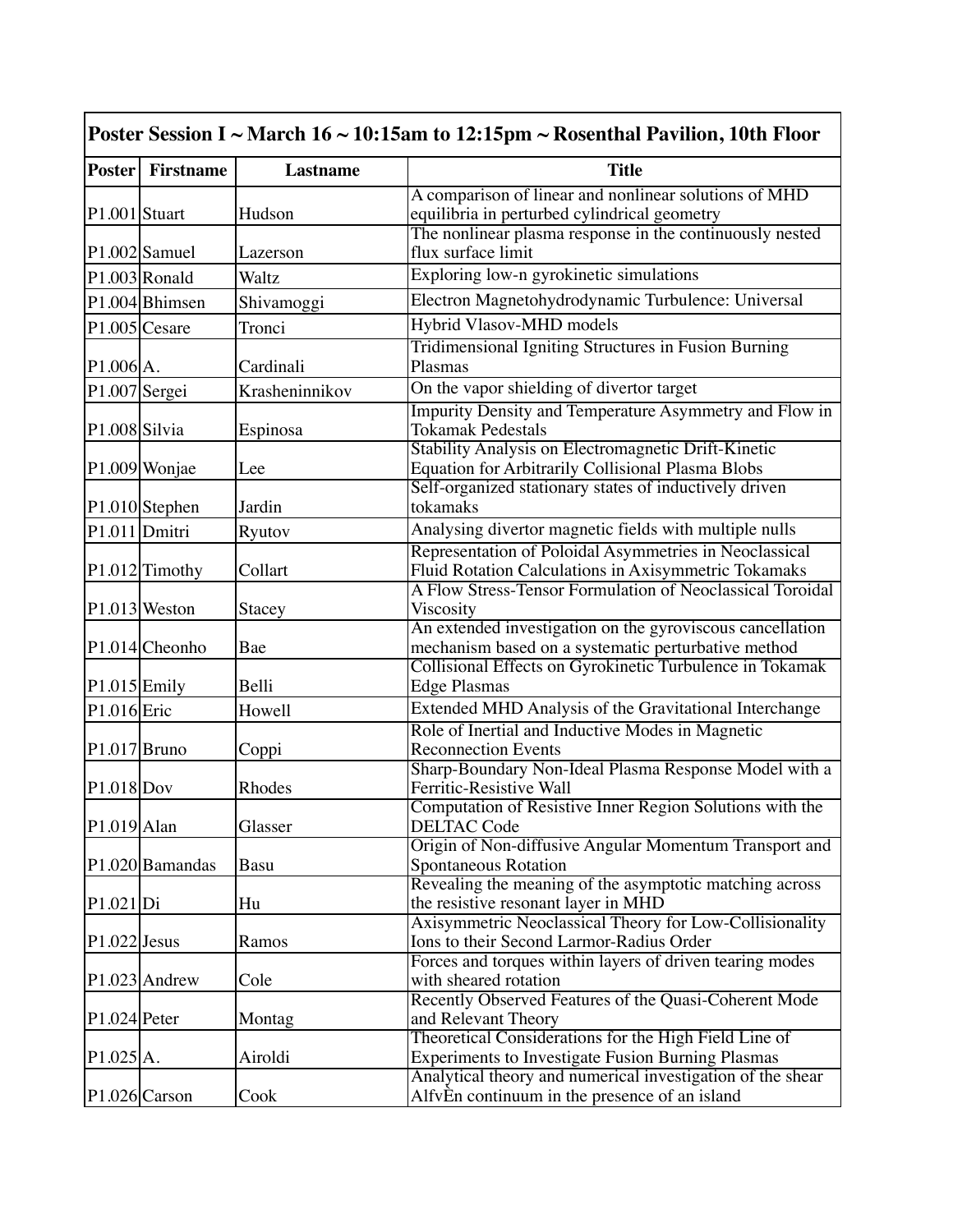| Poster Session I ~ March 16 ~ 10:15am to 12:15pm ~ Rosenthal Pavilion, 10th Floor | | | |
|---|---|---|---|
| **Poster** | **Firstname** | **Lastname** | **Title** |
| P1.001 | Stuart | Hudson | A comparison of linear and nonlinear solutions of MHD equilibria in perturbed cylindrical geometry |
| P1.002 | Samuel | Lazerson | The nonlinear plasma response in the continuously nested flux surface limit |
| P1.003 | Ronald | Waltz | Exploring low-n gyrokinetic simulations |
| P1.004 | Bhimsen | Shivamoggi | Electron Magnetohydrodynamic Turbulence: Universal |
| P1.005 | Cesare | Tronci | Hybrid Vlasov-MHD models |
| P1.006 | A. | Cardinali | Tridimensional Igniting Structures in Fusion Burning Plasmas |
| P1.007 | Sergei | Krasheninnikov | On the vapor shielding of divertor target |
| P1.008 | Silvia | Espinosa | Impurity Density and Temperature Asymmetry and Flow in Tokamak Pedestals |
| P1.009 | Wonjae | Lee | Stability Analysis on Electromagnetic Drift-Kinetic Equation for Arbitrarily Collisional Plasma Blobs |
| P1.010 | Stephen | Jardin | Self-organized stationary states of inductively driven tokamaks |
| P1.011 | Dmitri | Ryutov | Analysing divertor magnetic fields with multiple nulls |
| P1.012 | Timothy | Collart | Representation of Poloidal Asymmetries in Neoclassical Fluid Rotation Calculations in Axisymmetric Tokamaks |
| P1.013 | Weston | Stacey | A Flow Stress-Tensor Formulation of Neoclassical Toroidal Viscosity |
| P1.014 | Cheonho | Bae | An extended investigation on the gyroviscous cancellation mechanism based on a systematic perturbative method |
| P1.015 | Emily | Belli | Collisional Effects on Gyrokinetic Turbulence in Tokamak Edge Plasmas |
| P1.016 | Eric | Howell | Extended MHD Analysis of the Gravitational Interchange |
| P1.017 | Bruno | Coppi | Role of Inertial and Inductive Modes in Magnetic Reconnection Events |
| P1.018 | Dov | Rhodes | Sharp-Boundary Non-Ideal Plasma Response Model with a Ferritic-Resistive Wall |
| P1.019 | Alan | Glasser | Computation of Resistive Inner Region Solutions with the DELTAC Code |
| P1.020 | Bamandas | Basu | Origin of Non-diffusive Angular Momentum Transport and Spontaneous Rotation |
| P1.021 | Di | Hu | Revealing the meaning of the asymptotic matching across the resistive resonant layer in MHD |
| P1.022 | Jesus | Ramos | Axisymmetric Neoclassical Theory for Low-Collisionality Ions to their Second Larmor-Radius Order |
| P1.023 | Andrew | Cole | Forces and torques within layers of driven tearing modes with sheared rotation |
| P1.024 | Peter | Montag | Recently Observed Features of the Quasi-Coherent Mode and Relevant Theory |
| P1.025 | A. | Airoldi | Theoretical Considerations for the High Field Line of Experiments to Investigate Fusion Burning Plasmas |
| P1.026 | Carson | Cook | Analytical theory and numerical investigation of the shear AlfvÈn continuum in the presence of an island |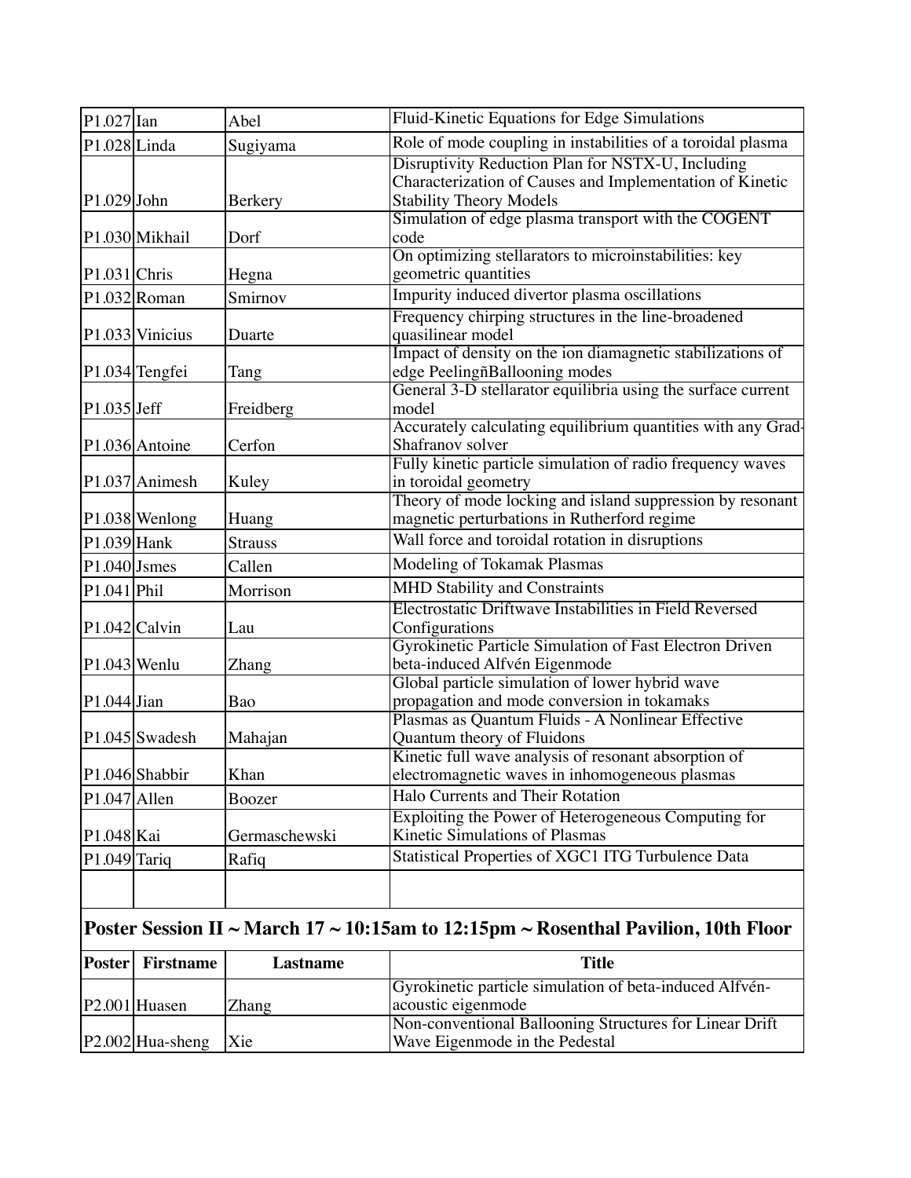| | | | |
|---|---|---|---|
| P1.027 | Ian | Abel | Fluid-Kinetic Equations for Edge Simulations |
| P1.028 | Linda | Sugiyama | Role of mode coupling in instabilities of a toroidal plasma |
| P1.029 | John | Berkery | Disruptivity Reduction Plan for NSTX-U, Including Characterization of Causes and Implementation of Kinetic Stability Theory Models |
| P1.030 | Mikhail | Dorf | Simulation of edge plasma transport with the COGENT code |
| P1.031 | Chris | Hegna | On optimizing stellarators to microinstabilities: key geometric quantities |
| P1.032 | Roman | Smirnov | Impurity induced divertor plasma oscillations |
| P1.033 | Vinicius | Duarte | Frequency chirping structures in the line-broadened quasilinear model |
| P1.034 | Tengfei | Tang | Impact of density on the ion diamagnetic stabilizations of edge PeelingñBallooning modes |
| P1.035 | Jeff | Freidberg | General 3-D stellarator equilibria using the surface current model |
| P1.036 | Antoine | Cerfon | Accurately calculating equilibrium quantities with any Grad-Shafranov solver |
| P1.037 | Animesh | Kuley | Fully kinetic particle simulation of radio frequency waves in toroidal geometry |
| P1.038 | Wenlong | Huang | Theory of mode locking and island suppression by resonant magnetic perturbations in Rutherford regime |
| P1.039 | Hank | Strauss | Wall force and toroidal rotation in disruptions |
| P1.040 | Jsmes | Callen | Modeling of Tokamak Plasmas |
| P1.041 | Phil | Morrison | MHD Stability and Constraints |
| P1.042 | Calvin | Lau | Electrostatic Driftwave Instabilities in Field Reversed Configurations |
| P1.043 | Wenlu | Zhang | Gyrokinetic Particle Simulation of Fast Electron Driven beta-induced Alfvén Eigenmode |
| P1.044 | Jian | Bao | Global particle simulation of lower hybrid wave propagation and mode conversion in tokamaks |
| P1.045 | Swadesh | Mahajan | Plasmas as Quantum Fluids - A Nonlinear Effective Quantum theory of Fluidons |
| P1.046 | Shabbir | Khan | Kinetic full wave analysis of resonant absorption of electromagnetic waves in inhomogeneous plasmas |
| P1.047 | Allen | Boozer | Halo Currents and Their Rotation |
| P1.048 | Kai | Germaschewski | Exploiting the Power of Heterogeneous Computing for Kinetic Simulations of Plasmas |
| P1.049 | Tariq | Rafiq | Statistical Properties of XGC1 ITG Turbulence Data |

## Poster Session II ~ March 17 ~ 10:15am to 12:15pm ~ Rosenthal Pavilion, 10th Floor

| Poster | Firstname | Lastname | Title |
|---|---|---|---|
| P2.001 | Huasen | Zhang | Gyrokinetic particle simulation of beta-induced Alfvén-acoustic eigenmode |
| P2.002 | Hua-sheng | Xie | Non-conventional Ballooning Structures for Linear Drift Wave Eigenmode in the Pedestal |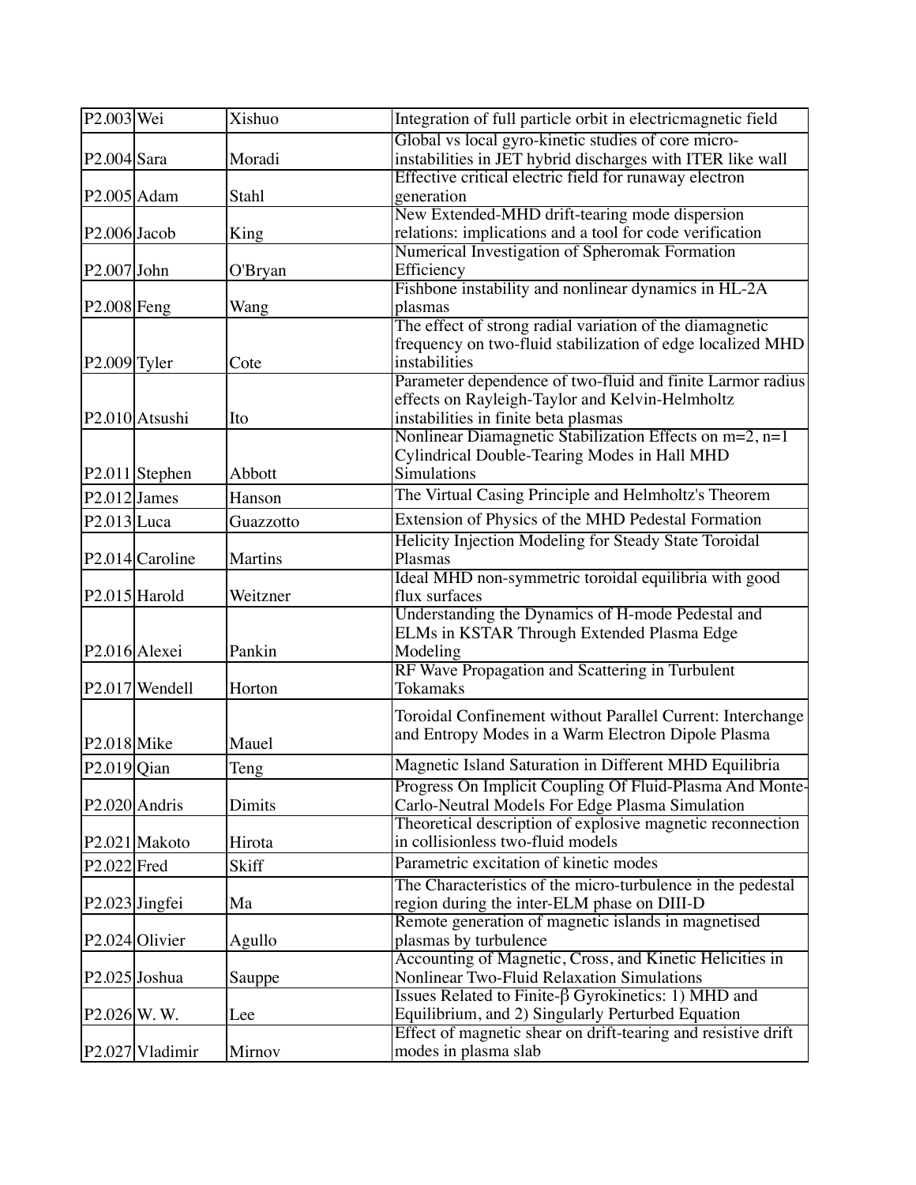| | | | |
|---|---|---|---|
| P2.003 | Wei | Xishuo | Integration of full particle orbit in electricmagnetic field |
| P2.004 | Sara | Moradi | Global vs local gyro-kinetic studies of core micro-instabilities in JET hybrid discharges with ITER like wall |
| P2.005 | Adam | Stahl | Effective critical electric field for runaway electron generation |
| P2.006 | Jacob | King | New Extended-MHD drift-tearing mode dispersion relations: implications and a tool for code verification |
| P2.007 | John | O'Bryan | Numerical Investigation of Spheromak Formation Efficiency |
| P2.008 | Feng | Wang | Fishbone instability and nonlinear dynamics in HL-2A plasmas |
| P2.009 | Tyler | Cote | The effect of strong radial variation of the diamagnetic frequency on two-fluid stabilization of edge localized MHD instabilities |
| P2.010 | Atsushi | Ito | Parameter dependence of two-fluid and finite Larmor radius effects on Rayleigh-Taylor and Kelvin-Helmholtz instabilities in finite beta plasmas |
| P2.011 | Stephen | Abbott | Nonlinear Diamagnetic Stabilization Effects on m=2, n=1 Cylindrical Double-Tearing Modes in Hall MHD Simulations |
| P2.012 | James | Hanson | The Virtual Casing Principle and Helmholtz's Theorem |
| P2.013 | Luca | Guazzotto | Extension of Physics of the MHD Pedestal Formation |
| P2.014 | Caroline | Martins | Helicity Injection Modeling for Steady State Toroidal Plasmas |
| P2.015 | Harold | Weitzner | Ideal MHD non-symmetric toroidal equilibria with good flux surfaces |
| P2.016 | Alexei | Pankin | Understanding the Dynamics of H-mode Pedestal and ELMs in KSTAR Through Extended Plasma Edge Modeling |
| P2.017 | Wendell | Horton | RF Wave Propagation and Scattering in Turbulent Tokamaks |
| P2.018 | Mike | Mauel | Toroidal Confinement without Parallel Current: Interchange and Entropy Modes in a Warm Electron Dipole Plasma |
| P2.019 | Qian | Teng | Magnetic Island Saturation in Different MHD Equilibria |
| P2.020 | Andris | Dimits | Progress On Implicit Coupling Of Fluid-Plasma And Monte-Carlo-Neutral Models For Edge Plasma Simulation |
| P2.021 | Makoto | Hirota | Theoretical description of explosive magnetic reconnection in collisionless two-fluid models |
| P2.022 | Fred | Skiff | Parametric excitation of kinetic modes |
| P2.023 | Jingfei | Ma | The Characteristics of the micro-turbulence in the pedestal region during the inter-ELM phase on DIII-D |
| P2.024 | Olivier | Agullo | Remote generation of magnetic islands in magnetised plasmas by turbulence |
| P2.025 | Joshua | Sauppe | Accounting of Magnetic, Cross, and Kinetic Helicities in Nonlinear Two-Fluid Relaxation Simulations |
| P2.026 | W. W. | Lee | Issues Related to Finite-β Gyrokinetics: 1) MHD and Equilibrium, and 2) Singularly Perturbed Equation |
| P2.027 | Vladimir | Mirnov | Effect of magnetic shear on drift-tearing and resistive drift modes in plasma slab |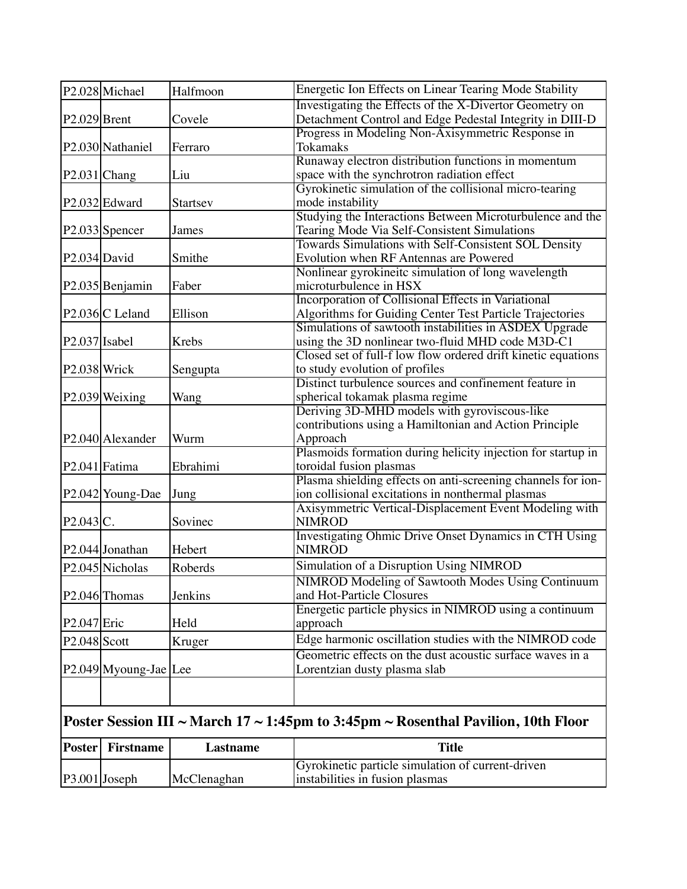| | | | |
|---|---|---|---|
| P2.028 | Michael | Halfmoon | Energetic Ion Effects on Linear Tearing Mode Stability |
| P2.029 | Brent | Covele | Investigating the Effects of the X-Divertor Geometry on Detachment Control and Edge Pedestal Integrity in DIII-D |
| P2.030 | Nathaniel | Ferraro | Progress in Modeling Non-Axisymmetric Response in Tokamaks |
| P2.031 | Chang | Liu | Runaway electron distribution functions in momentum space with the synchrotron radiation effect |
| P2.032 | Edward | Startsev | Gyrokinetic simulation of the collisional micro-tearing mode instability |
| P2.033 | Spencer | James | Studying the Interactions Between Microturbulence and the Tearing Mode Via Self-Consistent Simulations |
| P2.034 | David | Smithe | Towards Simulations with Self-Consistent SOL Density Evolution when RF Antennas are Powered |
| P2.035 | Benjamin | Faber | Nonlinear gyrokineitc simulation of long wavelength microturbulence in HSX |
| P2.036 | C Leland | Ellison | Incorporation of Collisional Effects in Variational Algorithms for Guiding Center Test Particle Trajectories |
| P2.037 | Isabel | Krebs | Simulations of sawtooth instabilities in ASDEX Upgrade using the 3D nonlinear two-fluid MHD code M3D-C1 |
| P2.038 | Wrick | Sengupta | Closed set of full-f low flow ordered drift kinetic equations to study evolution of profiles |
| P2.039 | Weixing | Wang | Distinct turbulence sources and confinement feature in spherical tokamak plasma regime |
| P2.040 | Alexander | Wurm | Deriving 3D-MHD models with gyroviscous-like contributions using a Hamiltonian and Action Principle Approach |
| P2.041 | Fatima | Ebrahimi | Plasmoids formation during helicity injection for startup in toroidal fusion plasmas |
| P2.042 | Young-Dae | Jung | Plasma shielding effects on anti-screening channels for ion-ion collisional excitations in nonthermal plasmas |
| P2.043 | C. | Sovinec | Axisymmetric Vertical-Displacement Event Modeling with NIMROD |
| P2.044 | Jonathan | Hebert | Investigating Ohmic Drive Onset Dynamics in CTH Using NIMROD |
| P2.045 | Nicholas | Roberds | Simulation of a Disruption Using NIMROD |
| P2.046 | Thomas | Jenkins | NIMROD Modeling of Sawtooth Modes Using Continuum and Hot-Particle Closures |
| P2.047 | Eric | Held | Energetic particle physics in NIMROD using a continuum approach |
| P2.048 | Scott | Kruger | Edge harmonic oscillation studies with the NIMROD code |
| P2.049 | Myoung-Jae | Lee | Geometric effects on the dust acoustic surface waves in a Lorentzian dusty plasma slab |
| | | | |

## Poster Session III ~ March 17 ~ 1:45pm to 3:45pm ~ Rosenthal Pavilion, 10th Floor

| Poster | Firstname | Lastname | Title |
|---|---|---|---|
| P3.001 | Joseph | McClenaghan | Gyrokinetic particle simulation of current-driven instabilities in fusion plasmas |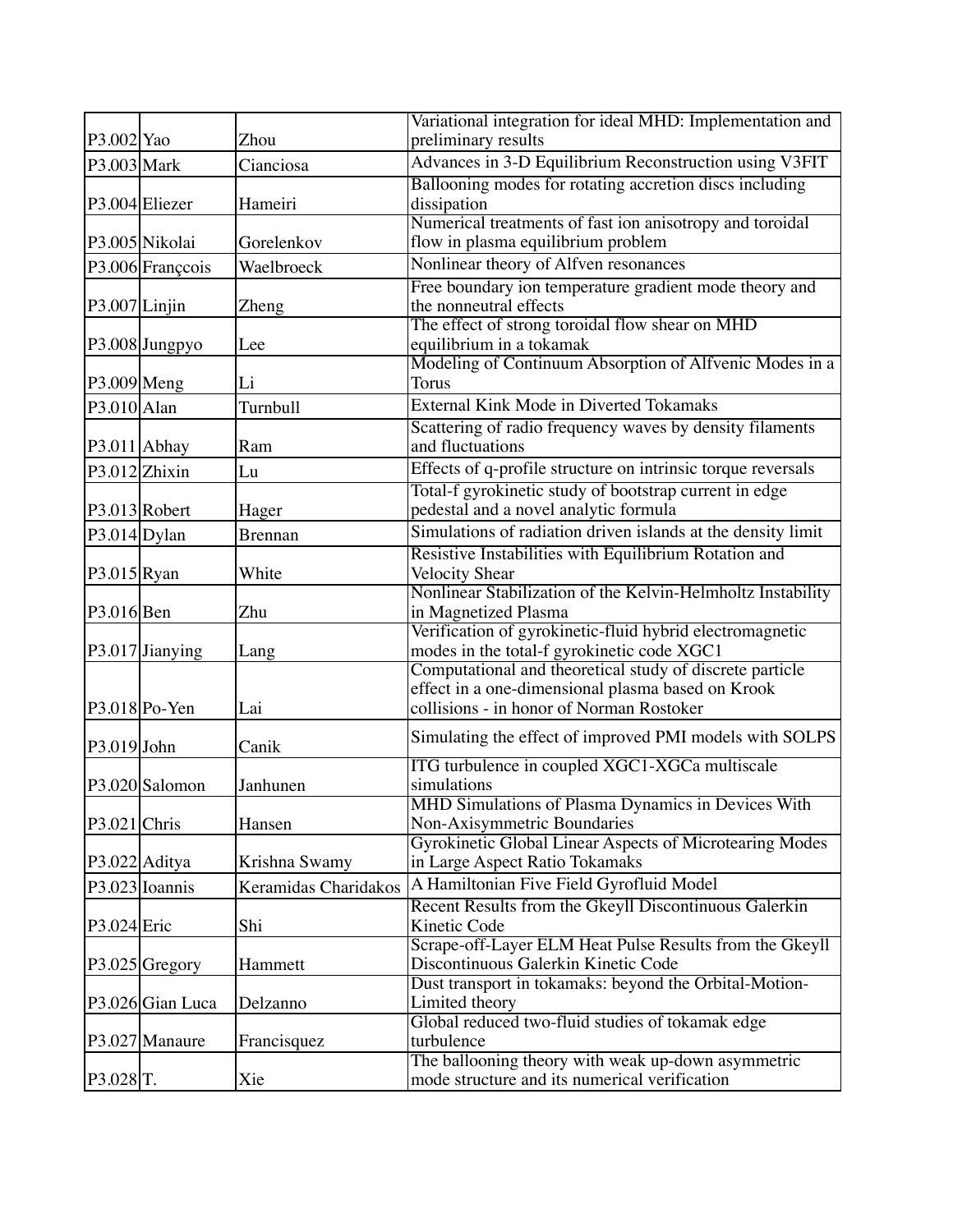| | | | |
|---|---|---|---|
| P3.002 | Yao | Zhou | Variational integration for ideal MHD: Implementation and preliminary results |
| P3.003 | Mark | Cianciosa | Advances in 3-D Equilibrium Reconstruction using V3FIT |
| P3.004 | Eliezer | Hameiri | Ballooning modes for rotating accretion discs including dissipation |
| P3.005 | Nikolai | Gorelenkov | Numerical treatments of fast ion anisotropy and toroidal flow in plasma equilibrium problem |
| P3.006 | Françcois | Waelbroeck | Nonlinear theory of Alfven resonances |
| P3.007 | Linjin | Zheng | Free boundary ion temperature gradient mode theory and the nonneutral effects |
| P3.008 | Jungpyo | Lee | The effect of strong toroidal flow shear on MHD equilibrium in a tokamak |
| P3.009 | Meng | Li | Modeling of Continuum Absorption of Alfvenic Modes in a Torus |
| P3.010 | Alan | Turnbull | External Kink Mode in Diverted Tokamaks |
| P3.011 | Abhay | Ram | Scattering of radio frequency waves by density filaments and fluctuations |
| P3.012 | Zhixin | Lu | Effects of q-profile structure on intrinsic torque reversals |
| P3.013 | Robert | Hager | Total-f gyrokinetic study of bootstrap current in edge pedestal and a novel analytic formula |
| P3.014 | Dylan | Brennan | Simulations of radiation driven islands at the density limit |
| P3.015 | Ryan | White | Resistive Instabilities with Equilibrium Rotation and Velocity Shear |
| P3.016 | Ben | Zhu | Nonlinear Stabilization of the Kelvin-Helmholtz Instability in Magnetized Plasma |
| P3.017 | Jianying | Lang | Verification of gyrokinetic-fluid hybrid electromagnetic modes in the total-f gyrokinetic code XGC1 |
| P3.018 | Po-Yen | Lai | Computational and theoretical study of discrete particle effect in a one-dimensional plasma based on Krook collisions - in honor of Norman Rostoker |
| P3.019 | John | Canik | Simulating the effect of improved PMI models with SOLPS |
| P3.020 | Salomon | Janhunen | ITG turbulence in coupled XGC1-XGCa multiscale simulations |
| P3.021 | Chris | Hansen | MHD Simulations of Plasma Dynamics in Devices With Non-Axisymmetric Boundaries |
| P3.022 | Aditya | Krishna Swamy | Gyrokinetic Global Linear Aspects of Microtearing Modes in Large Aspect Ratio Tokamaks |
| P3.023 | Ioannis | Keramidas Charidakos | A Hamiltonian Five Field Gyrofluid Model |
| P3.024 | Eric | Shi | Recent Results from the Gkeyll Discontinuous Galerkin Kinetic Code |
| P3.025 | Gregory | Hammett | Scrape-off-Layer ELM Heat Pulse Results from the Gkeyll Discontinuous Galerkin Kinetic Code |
| P3.026 | Gian Luca | Delzanno | Dust transport in tokamaks: beyond the Orbital-Motion-Limited theory |
| P3.027 | Manaure | Francisquez | Global reduced two-fluid studies of tokamak edge turbulence |
| P3.028 | T. | Xie | The ballooning theory with weak up-down asymmetric mode structure and its numerical verification |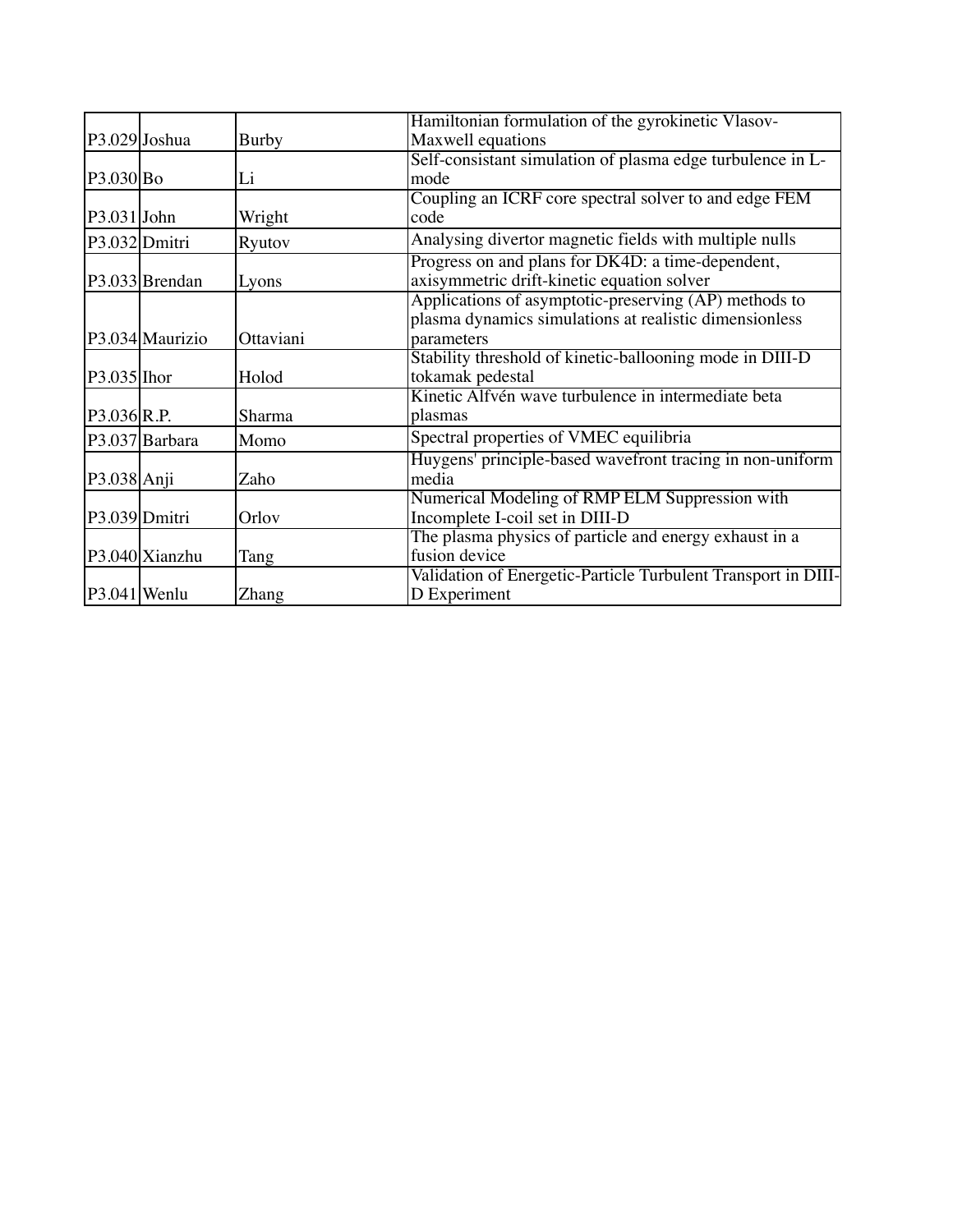| | | | |
|---|---|---|---|
| P3.029 | Joshua | Burby | Hamiltonian formulation of the gyrokinetic Vlasov-Maxwell equations |
| P3.030 | Bo | Li | Self-consistant simulation of plasma edge turbulence in L-mode |
| P3.031 | John | Wright | Coupling an ICRF core spectral solver to and edge FEM code |
| P3.032 | Dmitri | Ryutov | Analysing divertor magnetic fields with multiple nulls |
| P3.033 | Brendan | Lyons | Progress on and plans for DK4D: a time-dependent, axisymmetric drift-kinetic equation solver |
| P3.034 | Maurizio | Ottaviani | Applications of asymptotic-preserving (AP) methods to plasma dynamics simulations at realistic dimensionless parameters |
| P3.035 | Ihor | Holod | Stability threshold of kinetic-ballooning mode in DIII-D tokamak pedestal |
| P3.036 | R.P. | Sharma | Kinetic Alfvén wave turbulence in intermediate beta plasmas |
| P3.037 | Barbara | Momo | Spectral properties of VMEC equilibria |
| P3.038 | Anji | Zaho | Huygens' principle-based wavefront tracing in non-uniform media |
| P3.039 | Dmitri | Orlov | Numerical Modeling of RMP ELM Suppression with Incomplete I-coil set in DIII-D |
| P3.040 | Xianzhu | Tang | The plasma physics of particle and energy exhaust in a fusion device |
| P3.041 | Wenlu | Zhang | Validation of Energetic-Particle Turbulent Transport in DIII-D Experiment |